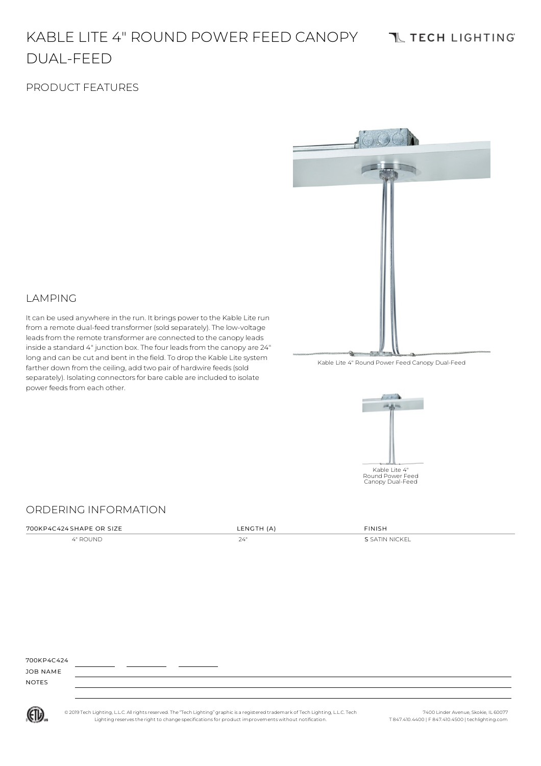# KABLE LITE 4" ROUND POWER FEED CANOPY DUAL-FEED

TECH LIGHTING

## PRODUCT FEATURES

## LAMPING

It can be used anywhere in the run. It brings power to the Kable Lite run from a remote dual-feed transformer (sold separately). The low-voltage leads from the remote transformer are connected to the canopy leads inside a standard 4" junction box. The four leads from the canopy are 24" long and can be cut and bent in the field. To drop the Kable Lite system farther down from the ceiling, add two pair of hardwire feeds (sold separately). Isolating connectors for bare cable are included to isolate power feeds from each other.

Kable Lite 4" Round Power Feed Canopy Dual-Feed

Kable Lite 4" Round Power Feed Canopy Dual-Feed

## ORDERING INFORMATION

| 700KP4C424 SHAPE OR SIZE | LENGTH (A) | FINISH |
|---|---|---|
| 4" ROUND | 24" | **S** SATIN NICKEL |

700KP4C424 \_\_\_\_\_\_\_\_ \_\_\_\_\_\_\_\_ \_\_\_\_\_\_\_\_

JOB NAME

NOTES

© 2019 Tech Lighting, L.L.C. All rights reserved. The "Tech Lighting" graphic is a registered trademark of Tech Lighting, L.L.C. Tech Lighting reserves the right to change specifications for product improvements without notification.

7400 Linder Avenue, Skokie, IL 60077
T 847.410.4400 | F 847.410.4500 | techlighting.com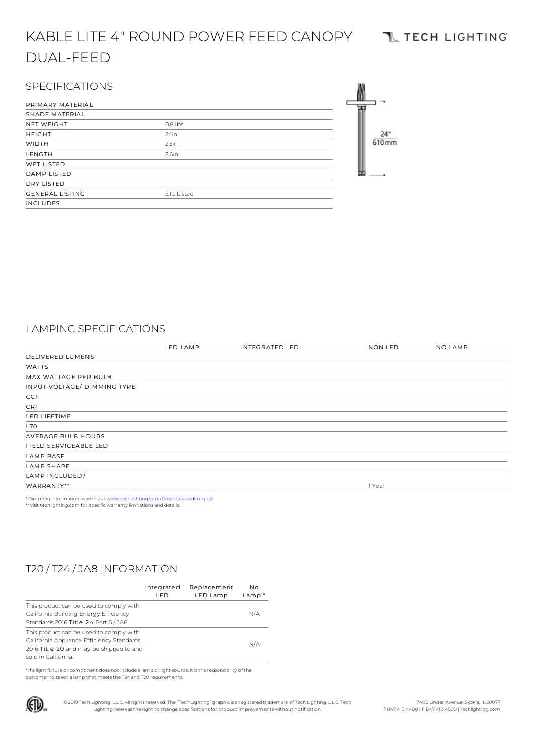# KABLE LITE 4" ROUND POWER FEED CANOPY DUAL-FEED

TECH LIGHTING

## SPECIFICATIONS

| | |
|---|---|
| PRIMARY MATERIAL | |
| SHADE MATERIAL | |
| NET WEIGHT | 0.8 lbs |
| HEIGHT | 24in |
| WIDTH | 2.5in |
| LENGTH | 3.6in |
| WET LISTED | |
| DAMP LISTED | |
| DRY LISTED | |
| GENERAL LISTING | ETL Listed |
| INCLUDES | |

24"
610mm

## LAMPING SPECIFICATIONS

| | LED LAMP | INTEGRATED LED | NON LED | NO LAMP |
|---|---|---|---|---|
| DELIVERED LUMENS | | | | |
| WATTS | | | | |
| MAX WATTAGE PER BULB | | | | |
| INPUT VOLTAGE/ DIMMING TYPE | | | | |
| CCT | | | | |
| CRI | | | | |
| LED LIFETIME | | | | |
| L70 | | | | |
| AVERAGE BULB HOURS | | | | |
| FIELD SERVICEABLE LED | | | | |
| LAMP BASE | | | | |
| LAMP SHAPE | | | | |
| LAMP INCLUDED? | | | | |
| WARRANTY** | | | 1 Year | |

* Dimming information available at www.techlighting.com/Downloads#dimming
** Visit techlighting.com for specific warranty limitations and details.

## T20 / T24 / JA8 INFORMATION

| | Integrated LED | Replacement LED Lamp | No Lamp * |
|---|---|---|---|
| This product can be used to comply with California Building Energy Efficiency Standards 2016 **Title 24** Part 6 / JA8. | | | N/A |
| This product can be used to comply with California Appliance Efficiency Standards 2016 **Title 20** and may be shipped to and sold in California. | | | N/A |

* If a light fixture or component does not include a lamp or light source, it is the responsibility of the customer to select a lamp that meets the T24 and T20 requirements.

© 2019 Tech Lighting, L.L.C. All rights reserved. The "Tech Lighting" graphic is a registered trademark of Tech Lighting, L.L.C. Tech Lighting reserves the right to change specifications for product improvements without notification.

7400 Linder Avenue, Skokie, IL 60077
T 847.410.4400 | F 847.410.4500 | techlighting.com